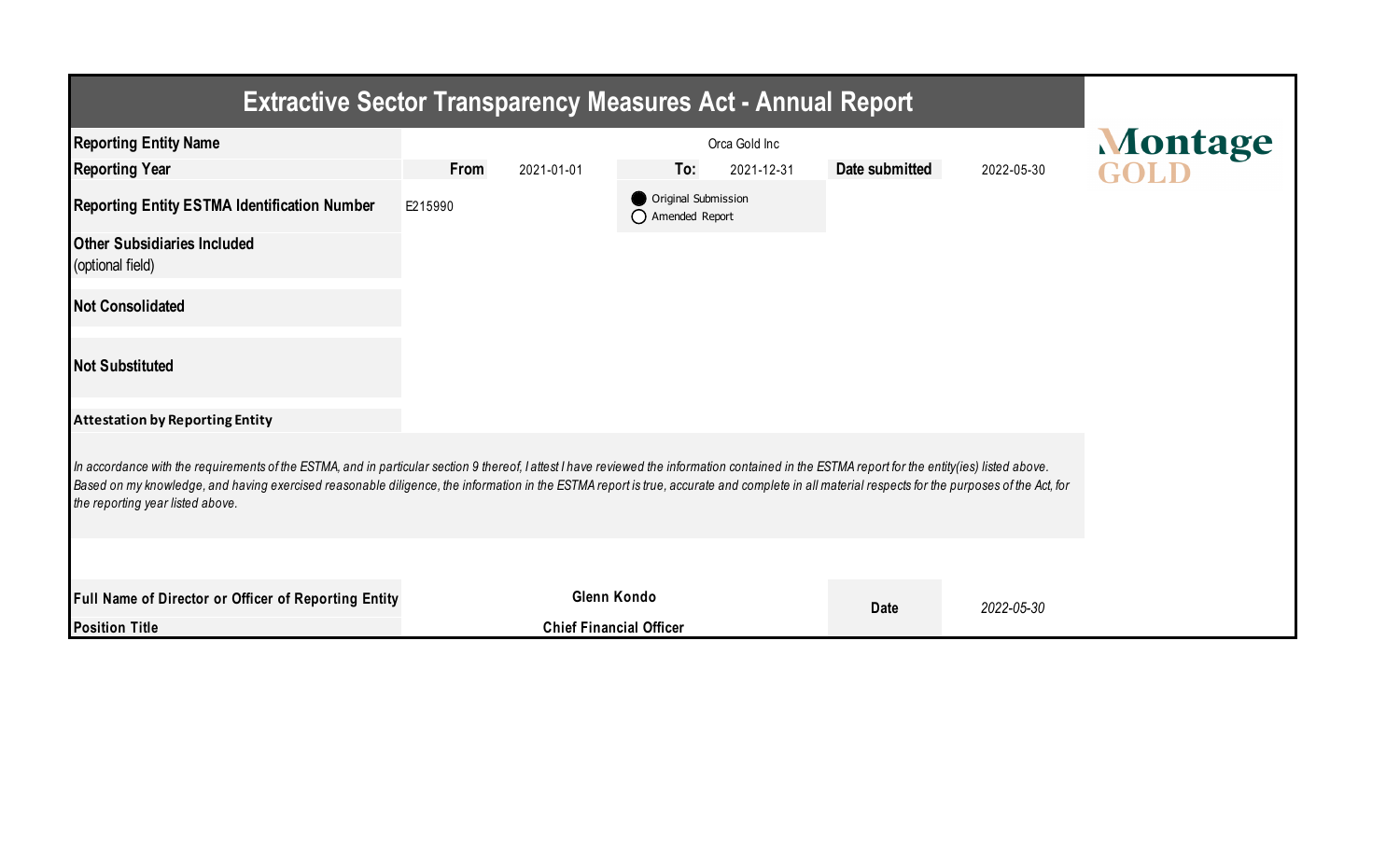# Extractive Sector Transparency Measures Act - Annual Report

Montage GOLD

| | | | | | |
|---|---|---|---|---|---|
| **Reporting Entity Name** | Orca Gold Inc | | | | |
| **Reporting Year** | **From** 2021-01-01 | **To:** 2021-12-31 | | **Date submitted** | 2022-05-30 |
| **Reporting Entity ESTMA Identification Number** | E215990 | ● Original Submission ○ Amended Report | | | |
| **Other Subsidiaries Included** (optional field) | | | | | |
| **Not Consolidated** | | | | | |
| **Not Substituted** | | | | | |

**Attestation by Reporting Entity**

*In accordance with the requirements of the ESTMA, and in particular section 9 thereof, I attest I have reviewed the information contained in the ESTMA report for the entity(ies) listed above. Based on my knowledge, and having exercised reasonable diligence, the information in the ESTMA report is true, accurate and complete in all material respects for the purposes of the Act, for the reporting year listed above.*

| | | | |
|---|---|---|---|
| **Full Name of Director or Officer of Reporting Entity** | **Glenn Kondo** | **Date** | *2022-05-30* |
| **Position Title** | **Chief Financial Officer** | | |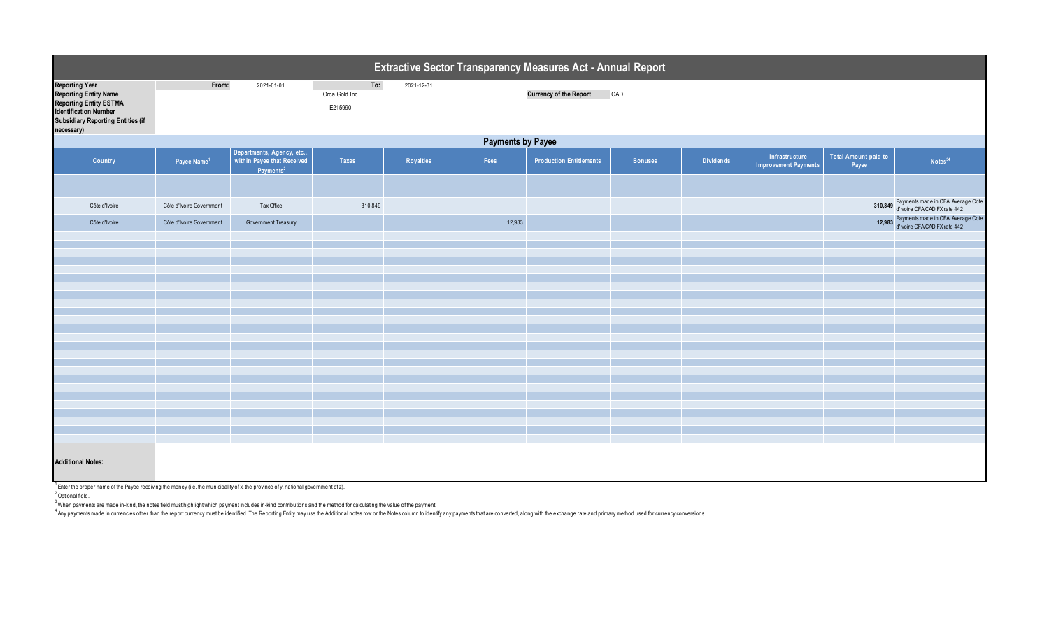# Extractive Sector Transparency Measures Act - Annual Report

| | | | | |
|---|---|---|---|---|
| **Reporting Year** | **From:** | 2021-01-01 | **To:** | 2021-12-31 |
| **Reporting Entity Name** | | Orca Gold Inc | **Currency of the Report** | CAD |
| **Reporting Entity ESTMA Identification Number** | | E215990 | | |
| **Subsidiary Reporting Entities (if necessary)** | | | | |

## Payments by Payee

| Country | Payee Name[1] | Departments, Agency, etc... within Payee that Received Payments[2] | Taxes | Royalties | Fees | Production Entitlements | Bonuses | Dividends | Infrastructure Improvement Payments | Total Amount paid to Payee | Notes[34] |
|---|---|---|---|---|---|---|---|---|---|---|---|
| Côte d'Ivoire | Côte d'Ivoire Government | Tax Office | 310,849 | | | | | | | 310,849 | Payments made in CFA. Average Cote d'Ivoire CFA/CAD FX rate 442 |
| Côte d'Ivoire | Côte d'Ivoire Government | Government Treasury | | | 12,983 | | | | | 12,983 | Payments made in CFA. Average Cote d'Ivoire CFA/CAD FX rate 442 |

**Additional Notes:**

[1] Enter the proper name of the Payee receiving the money (i.e. the municipality of x, the province of y, national government of z).

[2] Optional field.

[3] When payments are made in-kind, the notes field must highlight which payment includes in-kind contributions and the method for calculating the value of the payment.

[4] Any payments made in currencies other than the report currency must be identified. The Reporting Entity may use the Additional notes row or the Notes column to identify any payments that are converted, along with the exchange rate and primary method used for currency conversions.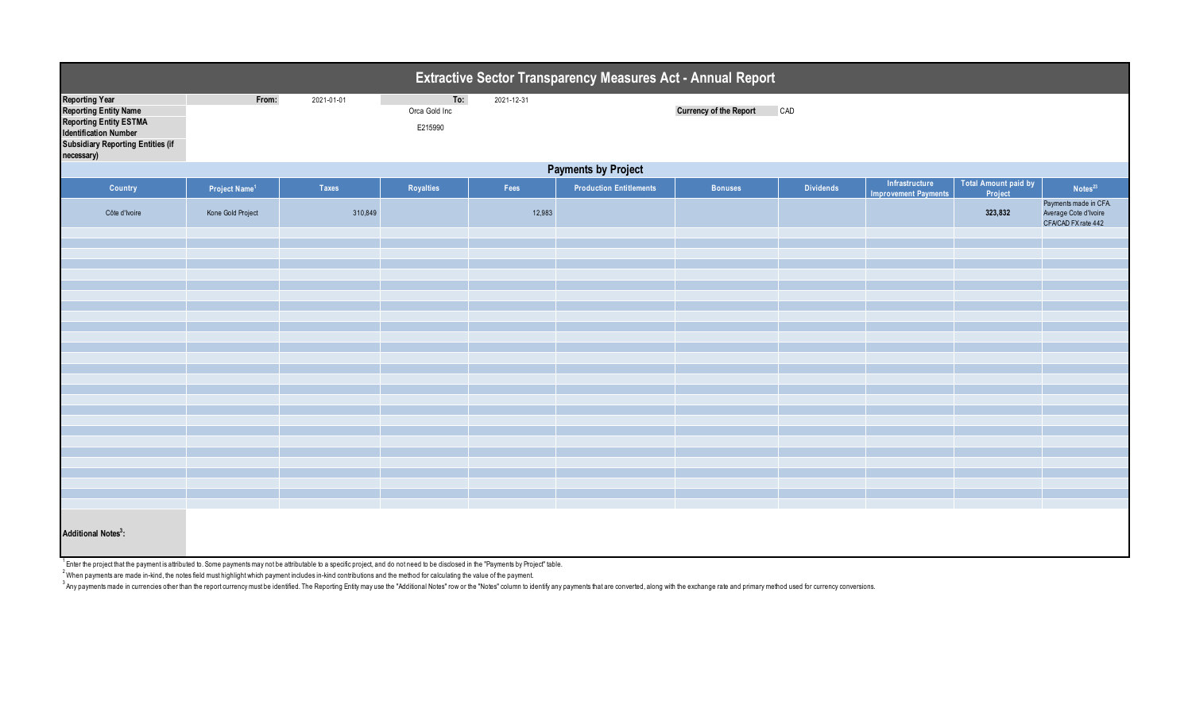# Extractive Sector Transparency Measures Act - Annual Report

| | | | | | |
|---|---|---|---|---|---|
| **Reporting Year** | From: | 2021-01-01 | To: | 2021-12-31 | |
| **Reporting Entity Name** | | | Orca Gold Inc | **Currency of the Report** | CAD |
| **Reporting Entity ESTMA Identification Number** | | | E215990 | | |
| **Subsidiary Reporting Entities (if necessary)** | | | | | |

## Payments by Project

| Country | Project Name[1] | Taxes | Royalties | Fees | Production Entitlements | Bonuses | Dividends | Infrastructure Improvement Payments | Total Amount paid by Project | Notes[23] |
|---|---|---|---|---|---|---|---|---|---|---|
| Côte d'Ivoire | Kone Gold Project | 310,849 | | 12,983 | | | | | **323,832** | Payments made in CFA. Average Cote d'Ivoire CFA/CAD FX rate 442 |

**Additional Notes[3]:**

[1] Enter the project that the payment is attributed to. Some payments may not be attributable to a specific project, and do not need to be disclosed in the "Payments by Project" table.

[2] When payments are made in-kind, the notes field must highlight which payment includes in-kind contributions and the method for calculating the value of the payment.

[3] Any payments made in currencies other than the report currency must be identified. The Reporting Entity may use the "Additional Notes" row or the "Notes" column to identify any payments that are converted, along with the exchange rate and primary method used for currency conversions.